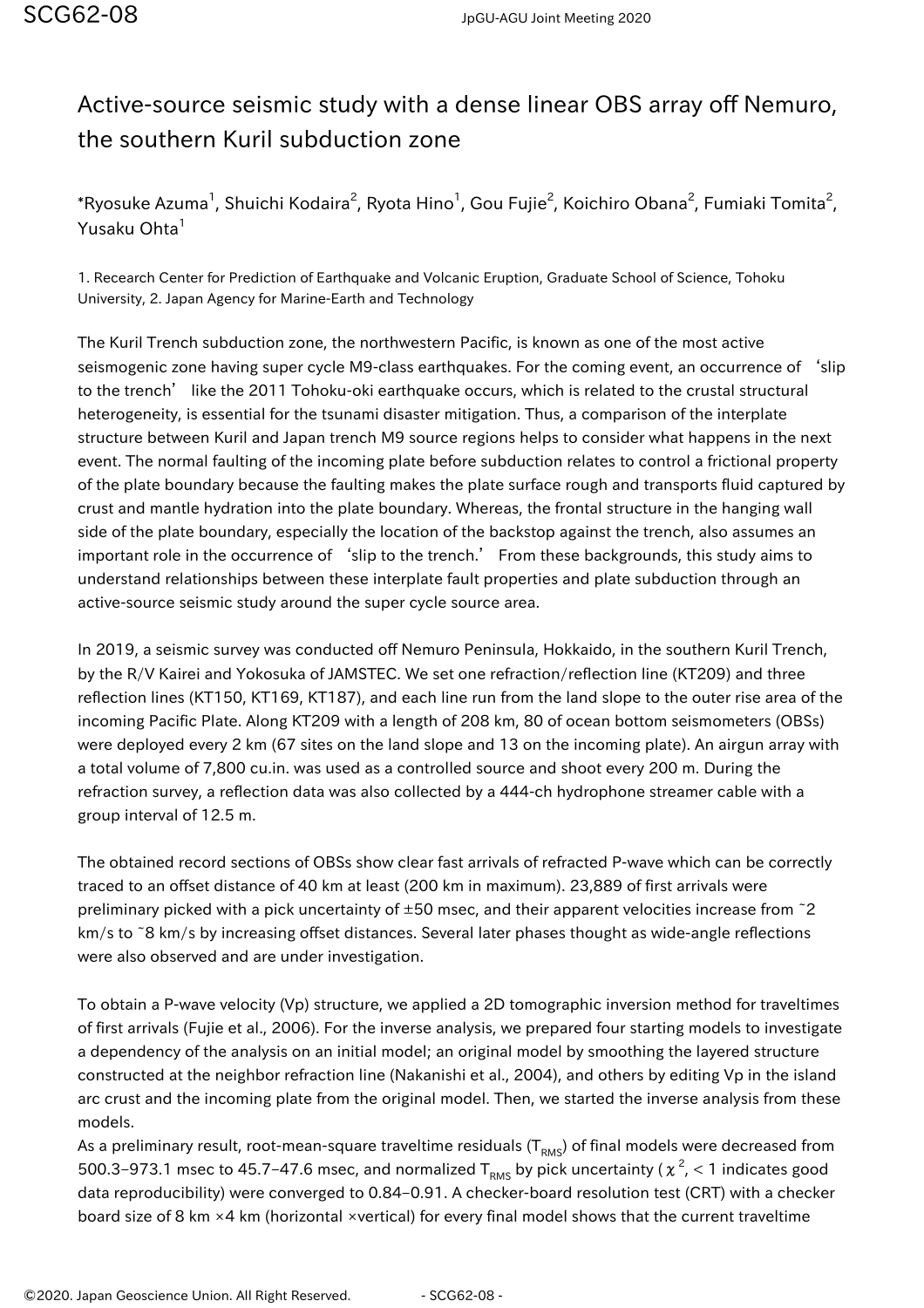# Active-source seismic study with a dense linear OBS array off Nemuro, the southern Kuril subduction zone

*Ryosuke Azuma[1], Shuichi Kodaira[2], Ryota Hino[1], Gou Fujie[2], Koichiro Obana[2], Fumiaki Tomita[2], Yusaku Ohta[1]

1. Research Center for Prediction of Earthquake and Volcanic Eruption, Graduate School of Science, Tohoku University, 2. Japan Agency for Marine-Earth and Technology

The Kuril Trench subduction zone, the northwestern Pacific, is known as one of the most active seismogenic zone having super cycle M9-class earthquakes. For the coming event, an occurrence of 'slip to the trench' like the 2011 Tohoku-oki earthquake occurs, which is related to the crustal structural heterogeneity, is essential for the tsunami disaster mitigation. Thus, a comparison of the interplate structure between Kuril and Japan trench M9 source regions helps to consider what happens in the next event. The normal faulting of the incoming plate before subduction relates to control a frictional property of the plate boundary because the faulting makes the plate surface rough and transports fluid captured by crust and mantle hydration into the plate boundary. Whereas, the frontal structure in the hanging wall side of the plate boundary, especially the location of the backstop against the trench, also assumes an important role in the occurrence of 'slip to the trench.' From these backgrounds, this study aims to understand relationships between these interplate fault properties and plate subduction through an active-source seismic study around the super cycle source area.

In 2019, a seismic survey was conducted off Nemuro Peninsula, Hokkaido, in the southern Kuril Trench, by the R/V Kairei and Yokosuka of JAMSTEC. We set one refraction/reflection line (KT209) and three reflection lines (KT150, KT169, KT187), and each line run from the land slope to the outer rise area of the incoming Pacific Plate. Along KT209 with a length of 208 km, 80 of ocean bottom seismometers (OBSs) were deployed every 2 km (67 sites on the land slope and 13 on the incoming plate). An airgun array with a total volume of 7,800 cu.in. was used as a controlled source and shoot every 200 m. During the refraction survey, a reflection data was also collected by a 444-ch hydrophone streamer cable with a group interval of 12.5 m.

The obtained record sections of OBSs show clear fast arrivals of refracted P-wave which can be correctly traced to an offset distance of 40 km at least (200 km in maximum). 23,889 of first arrivals were preliminary picked with a pick uncertainty of ±50 msec, and their apparent velocities increase from ~2 km/s to ~8 km/s by increasing offset distances. Several later phases thought as wide-angle reflections were also observed and are under investigation.

To obtain a P-wave velocity (Vp) structure, we applied a 2D tomographic inversion method for traveltimes of first arrivals (Fujie et al., 2006). For the inverse analysis, we prepared four starting models to investigate a dependency of the analysis on an initial model; an original model by smoothing the layered structure constructed at the neighbor refraction line (Nakanishi et al., 2004), and others by editing Vp in the island arc crust and the incoming plate from the original model. Then, we started the inverse analysis from these models.

As a preliminary result, root-mean-square traveltime residuals ($T_{RMS}$) of final models were decreased from 500.3–973.1 msec to 45.7–47.6 msec, and normalized $T_{RMS}$ by pick uncertainty ($\chi^2$, < 1 indicates good data reproducibility) were converged to 0.84–0.91. A checker-board resolution test (CRT) with a checker board size of 8 km ×4 km (horizontal ×vertical) for every final model shows that the current traveltime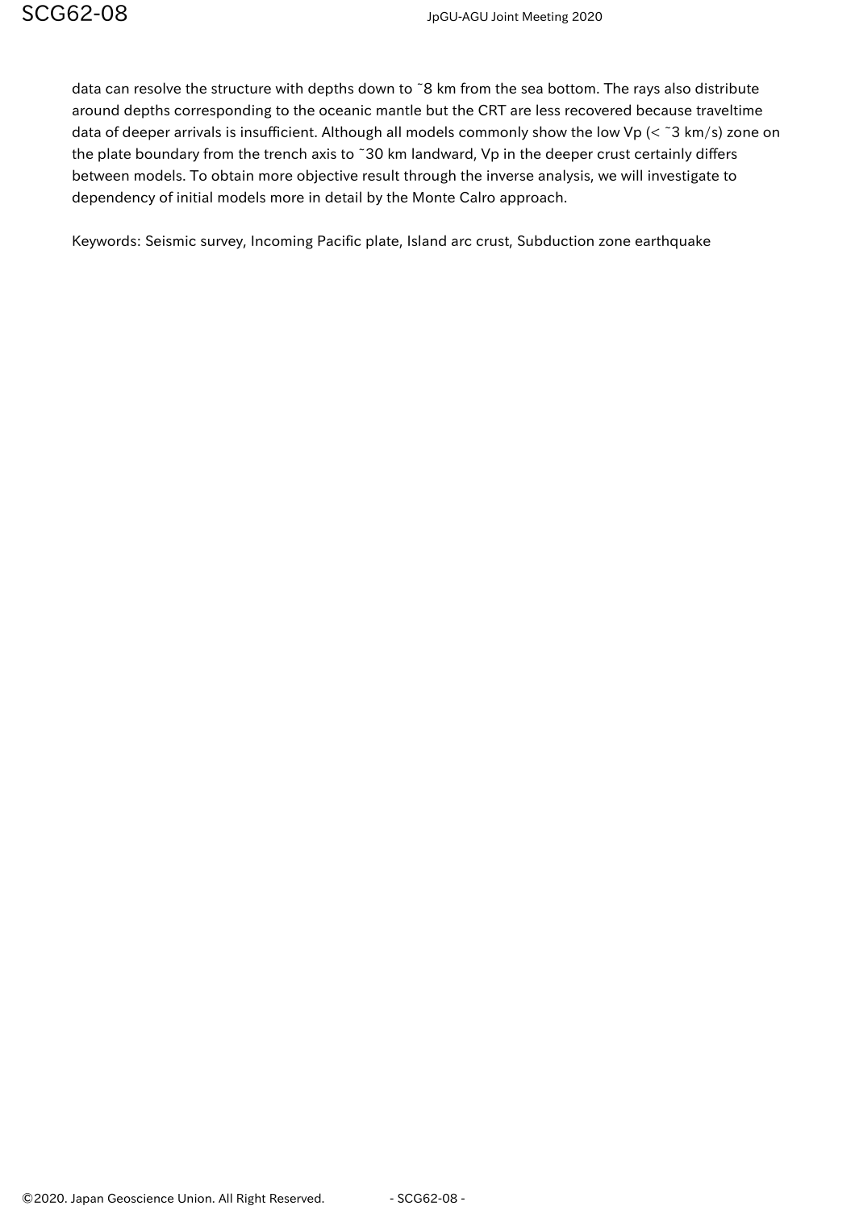data can resolve the structure with depths down to ~8 km from the sea bottom. The rays also distribute around depths corresponding to the oceanic mantle but the CRT are less recovered because traveltime data of deeper arrivals is insufficient. Although all models commonly show the low Vp (< ~3 km/s) zone on the plate boundary from the trench axis to ~30 km landward, Vp in the deeper crust certainly differs between models. To obtain more objective result through the inverse analysis, we will investigate to dependency of initial models more in detail by the Monte Calro approach.

Keywords: Seismic survey, Incoming Pacific plate, Island arc crust, Subduction zone earthquake